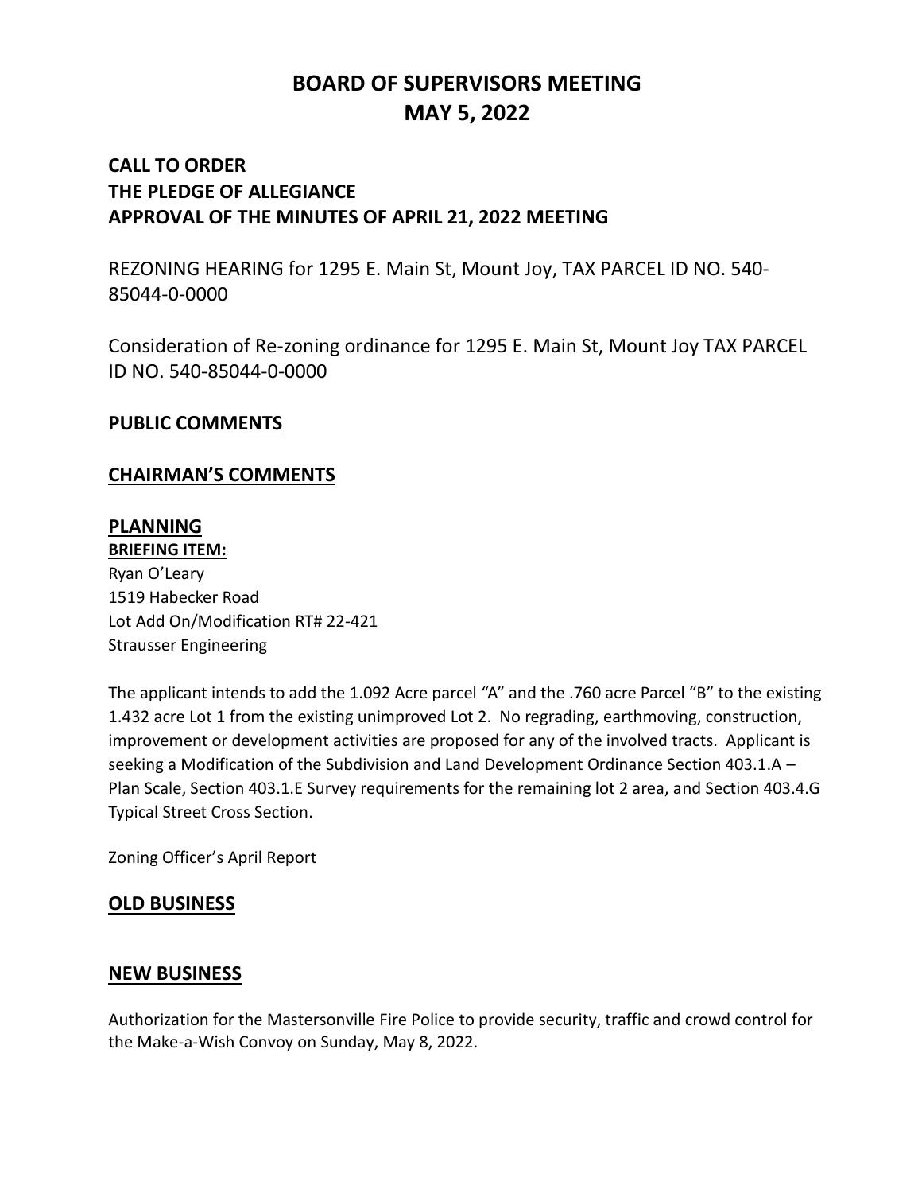# BOARD OF SUPERVISORS MEETING
# MAY 5, 2022

## CALL TO ORDER
## THE PLEDGE OF ALLEGIANCE
## APPROVAL OF THE MINUTES OF APRIL 21, 2022 MEETING

REZONING HEARING for 1295 E. Main St, Mount Joy, TAX PARCEL ID NO. 540-85044-0-0000

Consideration of Re-zoning ordinance for 1295 E. Main St, Mount Joy TAX PARCEL ID NO. 540-85044-0-0000

## PUBLIC COMMENTS

## CHAIRMAN'S COMMENTS

## PLANNING

**BRIEFING ITEM:**

Ryan O'Leary
1519 Habecker Road
Lot Add On/Modification RT# 22-421
Strausser Engineering

The applicant intends to add the 1.092 Acre parcel "A" and the .760 acre Parcel "B" to the existing 1.432 acre Lot 1 from the existing unimproved Lot 2. No regrading, earthmoving, construction, improvement or development activities are proposed for any of the involved tracts. Applicant is seeking a Modification of the Subdivision and Land Development Ordinance Section 403.1.A – Plan Scale, Section 403.1.E Survey requirements for the remaining lot 2 area, and Section 403.4.G Typical Street Cross Section.

Zoning Officer's April Report

## OLD BUSINESS

## NEW BUSINESS

Authorization for the Mastersonville Fire Police to provide security, traffic and crowd control for the Make-a-Wish Convoy on Sunday, May 8, 2022.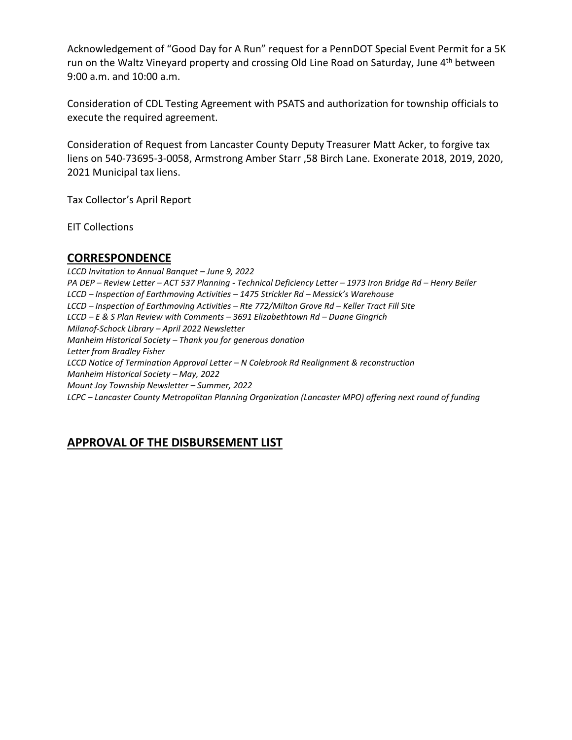Acknowledgement of "Good Day for A Run" request for a PennDOT Special Event Permit for a 5K run on the Waltz Vineyard property and crossing Old Line Road on Saturday, June 4th between 9:00 a.m. and 10:00 a.m.

Consideration of CDL Testing Agreement with PSATS and authorization for township officials to execute the required agreement.

Consideration of Request from Lancaster County Deputy Treasurer Matt Acker, to forgive tax liens on 540-73695-3-0058, Armstrong Amber Starr ,58 Birch Lane. Exonerate 2018, 2019, 2020, 2021 Municipal tax liens.

Tax Collector's April Report

EIT Collections

## CORRESPONDENCE

*LCCD Invitation to Annual Banquet – June 9, 2022*
*PA DEP – Review Letter – ACT 537 Planning - Technical Deficiency Letter – 1973 Iron Bridge Rd – Henry Beiler*
*LCCD – Inspection of Earthmoving Activities – 1475 Strickler Rd – Messick's Warehouse*
*LCCD – Inspection of Earthmoving Activities – Rte 772/Milton Grove Rd – Keller Tract Fill Site*
*LCCD – E & S Plan Review with Comments – 3691 Elizabethtown Rd – Duane Gingrich*
*Milanof-Schock Library – April 2022 Newsletter*
*Manheim Historical Society – Thank you for generous donation*
*Letter from Bradley Fisher*
*LCCD Notice of Termination Approval Letter – N Colebrook Rd Realignment & reconstruction*
*Manheim Historical Society – May, 2022*
*Mount Joy Township Newsletter – Summer, 2022*
*LCPC – Lancaster County Metropolitan Planning Organization (Lancaster MPO) offering next round of funding*

## APPROVAL OF THE DISBURSEMENT LIST